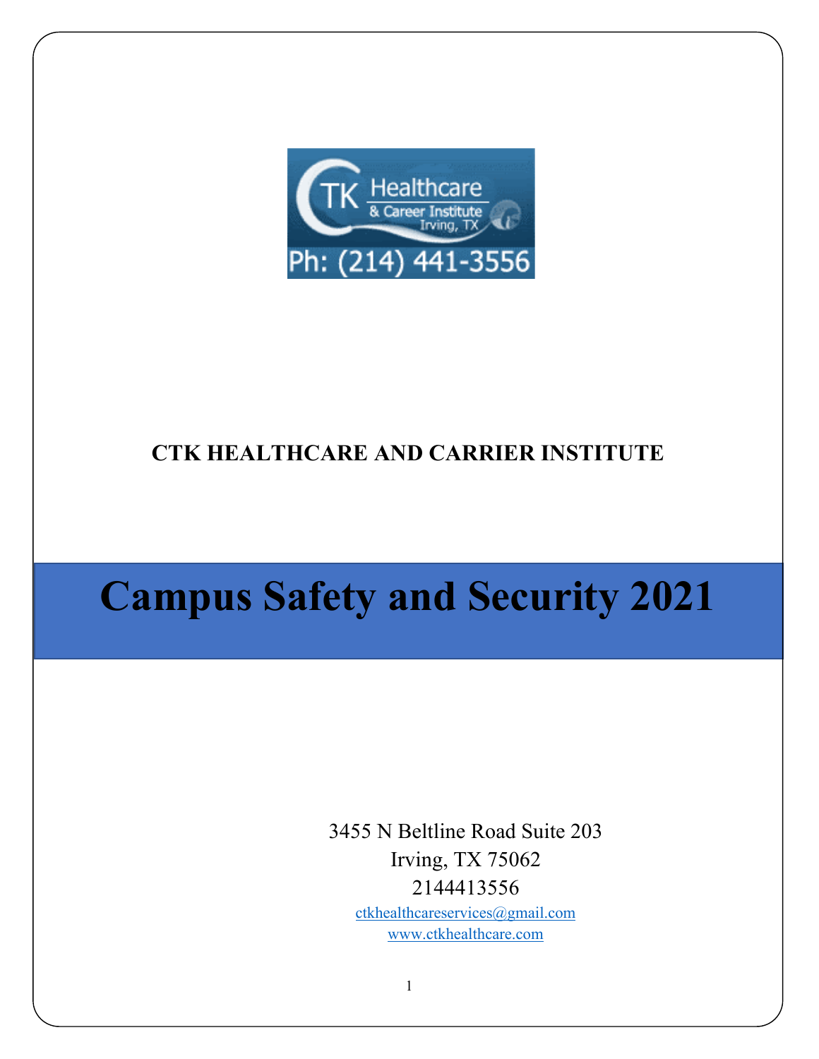**CTK HEALTHCARE AND CARRIER INSTITUTE**

# Campus Safety and Security 2021

3455 N Beltline Road Suite 203
Irving, TX 75062
2144413556
ctkhealthcareservices@gmail.com
www.ctkhealthcare.com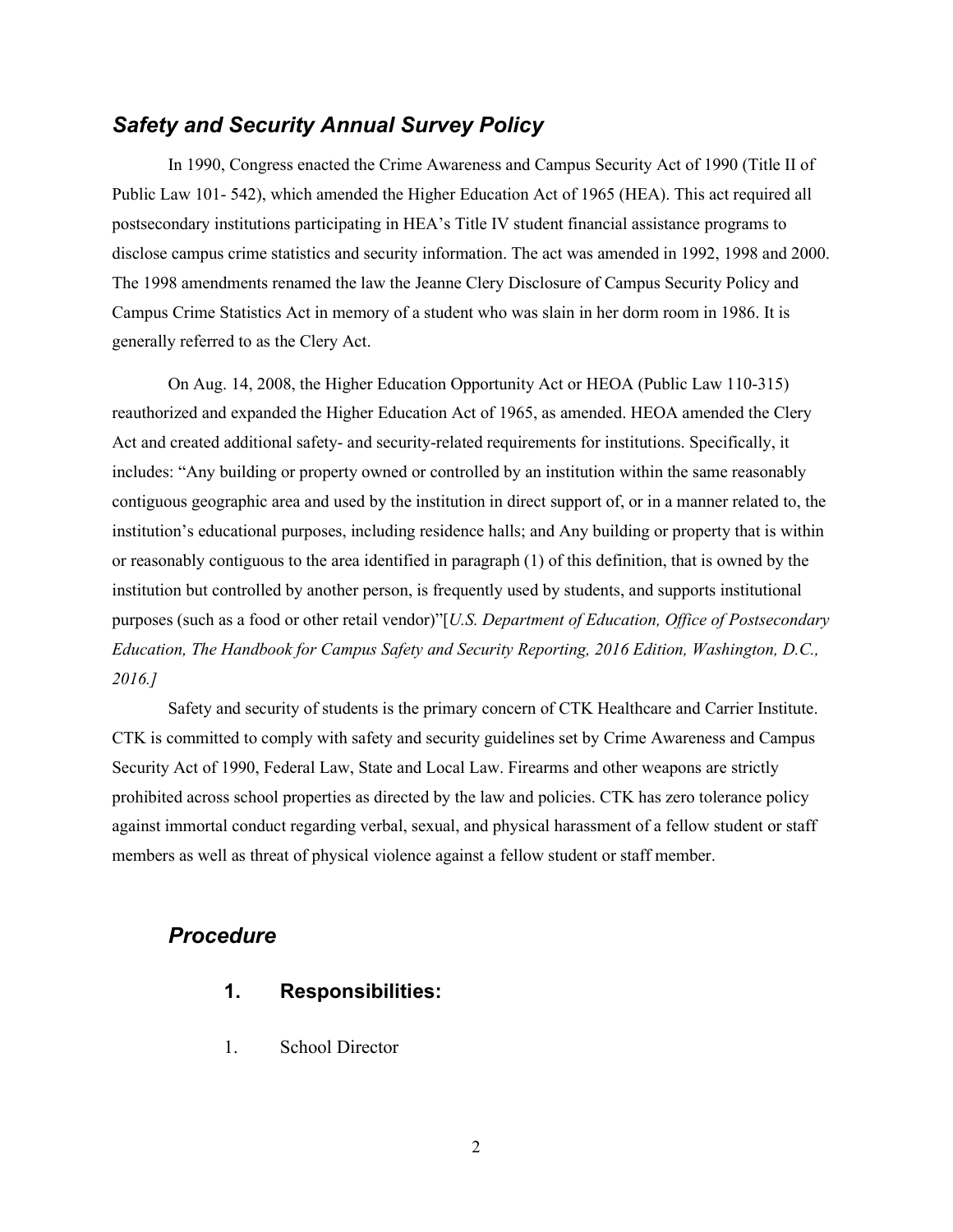## *Safety and Security Annual Survey Policy*

In 1990, Congress enacted the Crime Awareness and Campus Security Act of 1990 (Title II of Public Law 101- 542), which amended the Higher Education Act of 1965 (HEA). This act required all postsecondary institutions participating in HEA's Title IV student financial assistance programs to disclose campus crime statistics and security information. The act was amended in 1992, 1998 and 2000. The 1998 amendments renamed the law the Jeanne Clery Disclosure of Campus Security Policy and Campus Crime Statistics Act in memory of a student who was slain in her dorm room in 1986. It is generally referred to as the Clery Act.

On Aug. 14, 2008, the Higher Education Opportunity Act or HEOA (Public Law 110-315) reauthorized and expanded the Higher Education Act of 1965, as amended. HEOA amended the Clery Act and created additional safety- and security-related requirements for institutions. Specifically, it includes: "Any building or property owned or controlled by an institution within the same reasonably contiguous geographic area and used by the institution in direct support of, or in a manner related to, the institution's educational purposes, including residence halls; and Any building or property that is within or reasonably contiguous to the area identified in paragraph (1) of this definition, that is owned by the institution but controlled by another person, is frequently used by students, and supports institutional purposes (such as a food or other retail vendor)"[*U.S. Department of Education, Office of Postsecondary Education, The Handbook for Campus Safety and Security Reporting, 2016 Edition, Washington, D.C., 2016.]*

Safety and security of students is the primary concern of CTK Healthcare and Carrier Institute. CTK is committed to comply with safety and security guidelines set by Crime Awareness and Campus Security Act of 1990, Federal Law, State and Local Law. Firearms and other weapons are strictly prohibited across school properties as directed by the law and policies. CTK has zero tolerance policy against immortal conduct regarding verbal, sexual, and physical harassment of a fellow student or staff members as well as threat of physical violence against a fellow student or staff member.

## *Procedure*

### 1. Responsibilities:

1. School Director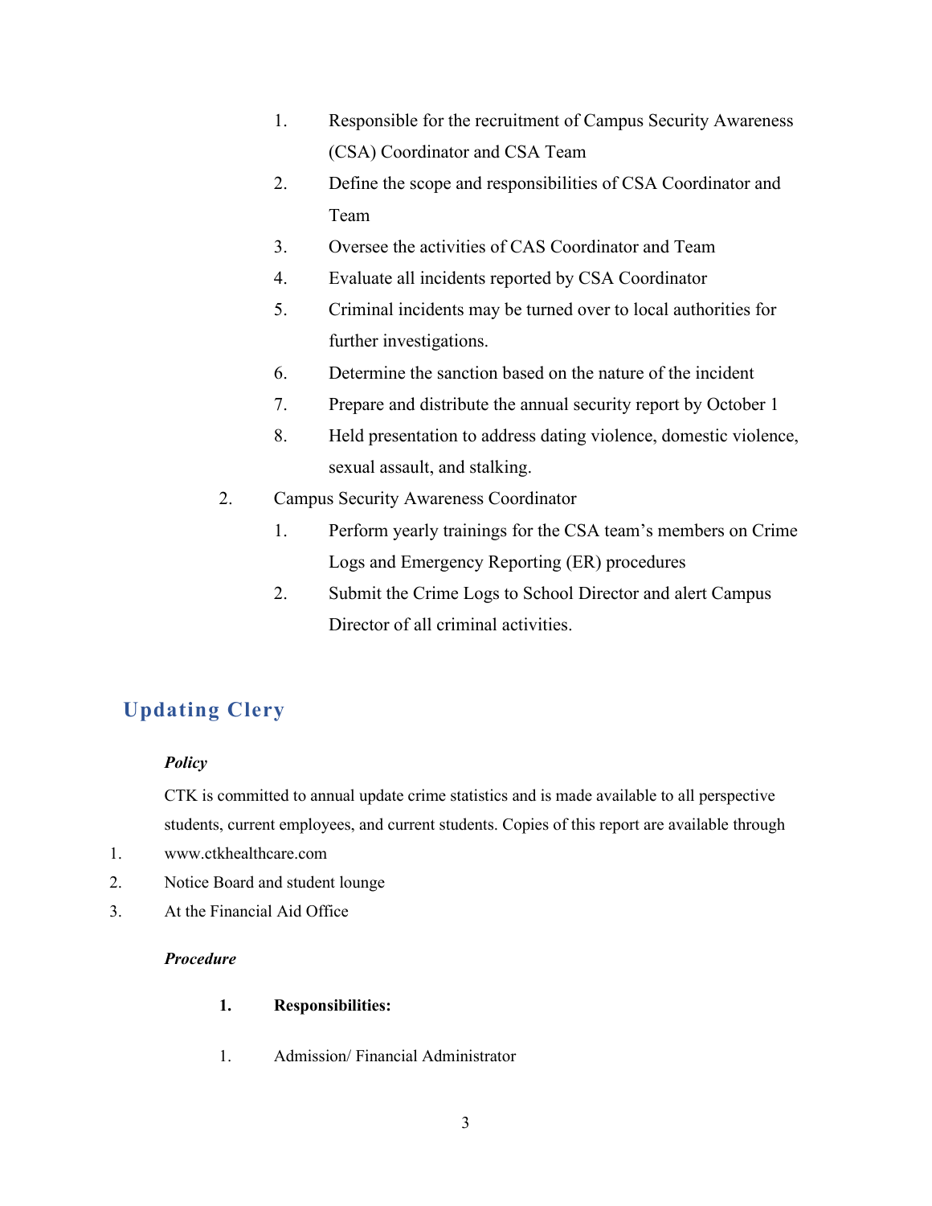1. Responsible for the recruitment of Campus Security Awareness (CSA) Coordinator and CSA Team
2. Define the scope and responsibilities of CSA Coordinator and Team
3. Oversee the activities of CAS Coordinator and Team
4. Evaluate all incidents reported by CSA Coordinator
5. Criminal incidents may be turned over to local authorities for further investigations.
6. Determine the sanction based on the nature of the incident
7. Prepare and distribute the annual security report by October 1
8. Held presentation to address dating violence, domestic violence, sexual assault, and stalking.

2. Campus Security Awareness Coordinator
   1. Perform yearly trainings for the CSA team's members on Crime Logs and Emergency Reporting (ER) procedures
   2. Submit the Crime Logs to School Director and alert Campus Director of all criminal activities.

## Updating Clery

***Policy***

CTK is committed to annual update crime statistics and is made available to all perspective students, current employees, and current students. Copies of this report are available through

1. www.ctkhealthcare.com
2. Notice Board and student lounge
3. At the Financial Aid Office

***Procedure***

1. **Responsibilities:**

1. Admission/ Financial Administrator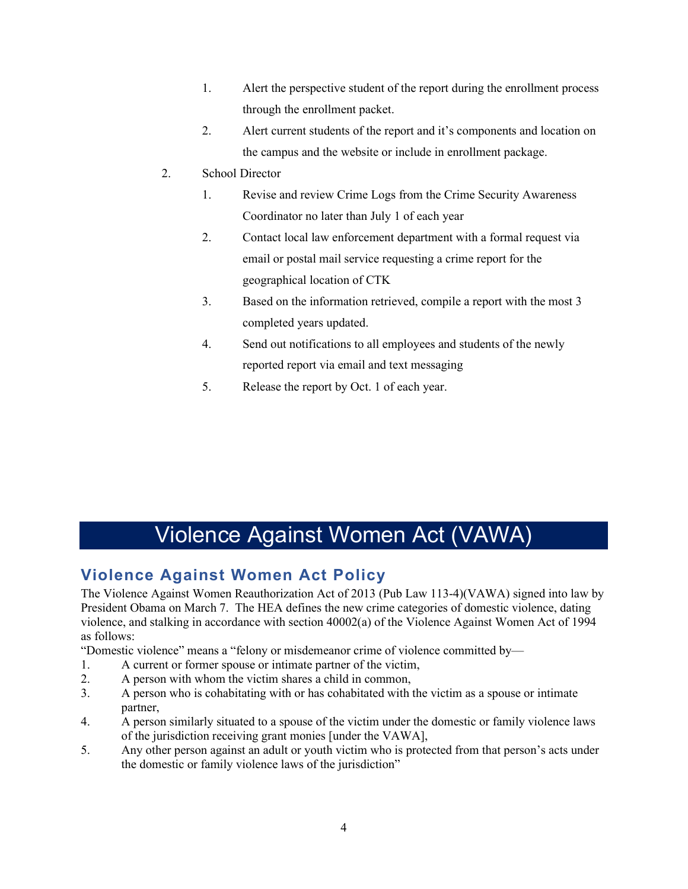1. Alert the perspective student of the report during the enrollment process through the enrollment packet.
    2. Alert current students of the report and it's components and location on the campus and the website or include in enrollment package.
2. School Director
    1. Revise and review Crime Logs from the Crime Security Awareness Coordinator no later than July 1 of each year
    2. Contact local law enforcement department with a formal request via email or postal mail service requesting a crime report for the geographical location of CTK
    3. Based on the information retrieved, compile a report with the most 3 completed years updated.
    4. Send out notifications to all employees and students of the newly reported report via email and text messaging
    5. Release the report by Oct. 1 of each year.

# Violence Against Women Act (VAWA)

## Violence Against Women Act Policy

The Violence Against Women Reauthorization Act of 2013 (Pub Law 113-4)(VAWA) signed into law by President Obama on March 7. The HEA defines the new crime categories of domestic violence, dating violence, and stalking in accordance with section 40002(a) of the Violence Against Women Act of 1994 as follows:

"Domestic violence" means a "felony or misdemeanor crime of violence committed by—

1. A current or former spouse or intimate partner of the victim,
2. A person with whom the victim shares a child in common,
3. A person who is cohabitating with or has cohabitated with the victim as a spouse or intimate partner,
4. A person similarly situated to a spouse of the victim under the domestic or family violence laws of the jurisdiction receiving grant monies [under the VAWA],
5. Any other person against an adult or youth victim who is protected from that person's acts under the domestic or family violence laws of the jurisdiction"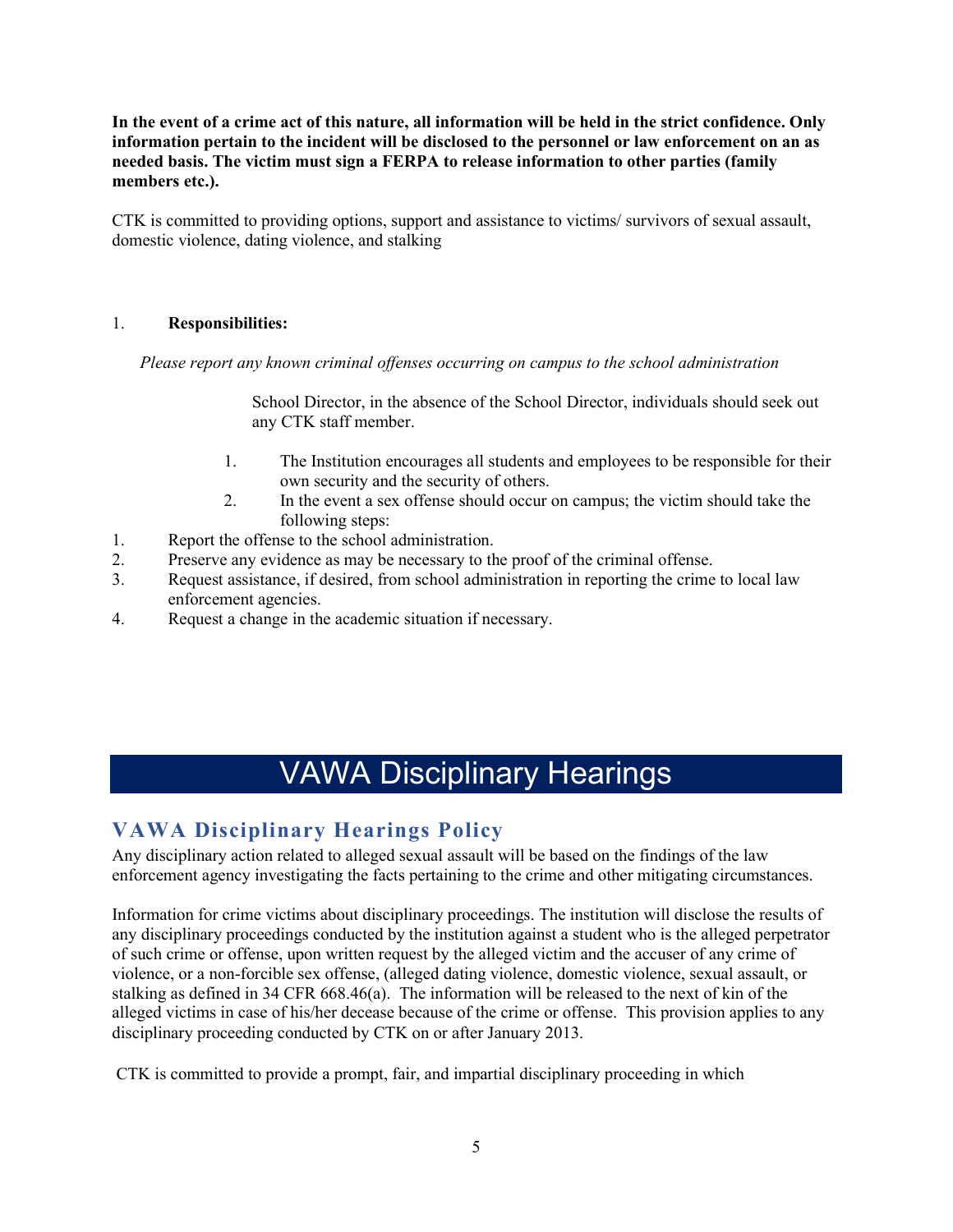**In the event of a crime act of this nature, all information will be held in the strict confidence. Only information pertain to the incident will be disclosed to the personnel or law enforcement on an as needed basis. The victim must sign a FERPA to release information to other parties (family members etc.).**

CTK is committed to providing options, support and assistance to victims/ survivors of sexual assault, domestic violence, dating violence, and stalking

1. **Responsibilities:**

*Please report any known criminal offenses occurring on campus to the school administration*

School Director, in the absence of the School Director, individuals should seek out any CTK staff member.

1. The Institution encourages all students and employees to be responsible for their own security and the security of others.
2. In the event a sex offense should occur on campus; the victim should take the following steps:

1. Report the offense to the school administration.
2. Preserve any evidence as may be necessary to the proof of the criminal offense.
3. Request assistance, if desired, from school administration in reporting the crime to local law enforcement agencies.
4. Request a change in the academic situation if necessary.

# VAWA Disciplinary Hearings

## VAWA Disciplinary Hearings Policy

Any disciplinary action related to alleged sexual assault will be based on the findings of the law enforcement agency investigating the facts pertaining to the crime and other mitigating circumstances.

Information for crime victims about disciplinary proceedings. The institution will disclose the results of any disciplinary proceedings conducted by the institution against a student who is the alleged perpetrator of such crime or offense, upon written request by the alleged victim and the accuser of any crime of violence, or a non-forcible sex offense, (alleged dating violence, domestic violence, sexual assault, or stalking as defined in 34 CFR 668.46(a). The information will be released to the next of kin of the alleged victims in case of his/her decease because of the crime or offense. This provision applies to any disciplinary proceeding conducted by CTK on or after January 2013.

CTK is committed to provide a prompt, fair, and impartial disciplinary proceeding in which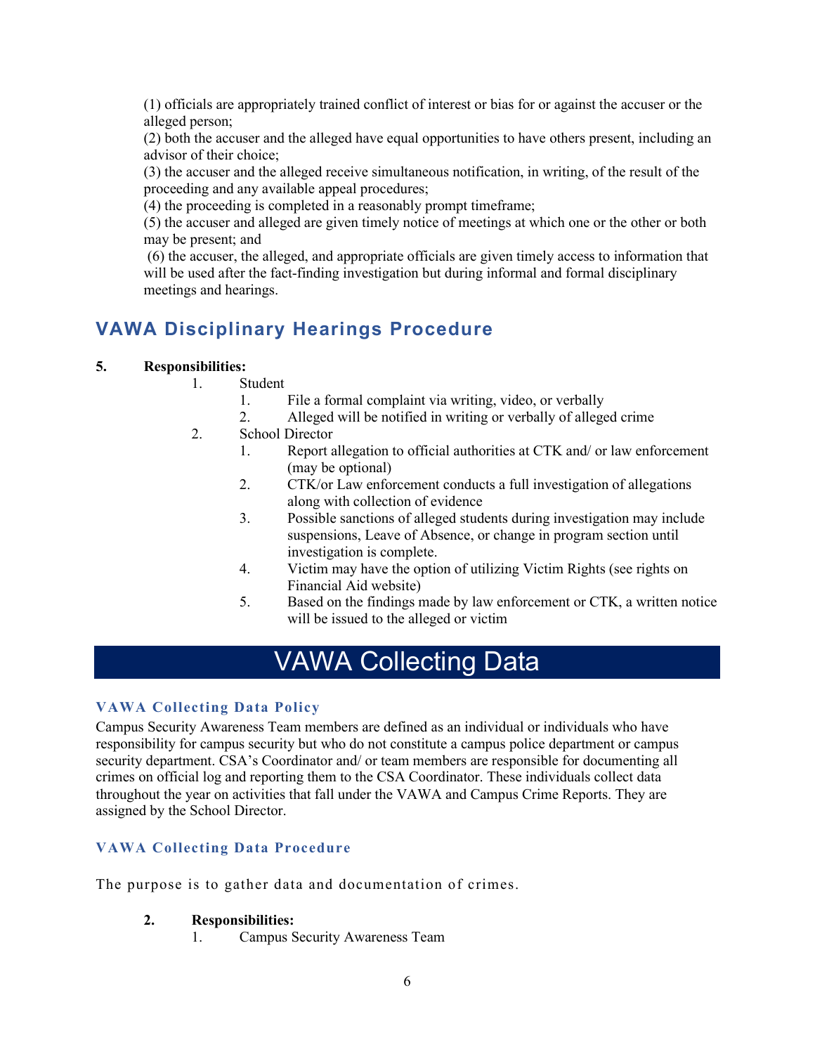(1) officials are appropriately trained conflict of interest or bias for or against the accuser or the alleged person;
(2) both the accuser and the alleged have equal opportunities to have others present, including an advisor of their choice;
(3) the accuser and the alleged receive simultaneous notification, in writing, of the result of the proceeding and any available appeal procedures;
(4) the proceeding is completed in a reasonably prompt timeframe;
(5) the accuser and alleged are given timely notice of meetings at which one or the other or both may be present; and
(6) the accuser, the alleged, and appropriate officials are given timely access to information that will be used after the fact-finding investigation but during informal and formal disciplinary meetings and hearings.

## VAWA Disciplinary Hearings Procedure

**5. Responsibilities:**

1. Student
   1. File a formal complaint via writing, video, or verbally
   2. Alleged will be notified in writing or verbally of alleged crime
2. School Director
   1. Report allegation to official authorities at CTK and/ or law enforcement (may be optional)
   2. CTK/or Law enforcement conducts a full investigation of allegations along with collection of evidence
   3. Possible sanctions of alleged students during investigation may include suspensions, Leave of Absence, or change in program section until investigation is complete.
   4. Victim may have the option of utilizing Victim Rights (see rights on Financial Aid website)
   5. Based on the findings made by law enforcement or CTK, a written notice will be issued to the alleged or victim

# VAWA Collecting Data

### VAWA Collecting Data Policy

Campus Security Awareness Team members are defined as an individual or individuals who have responsibility for campus security but who do not constitute a campus police department or campus security department. CSA's Coordinator and/ or team members are responsible for documenting all crimes on official log and reporting them to the CSA Coordinator. These individuals collect data throughout the year on activities that fall under the VAWA and Campus Crime Reports. They are assigned by the School Director.

### VAWA Collecting Data Procedure

The purpose is to gather data and documentation of crimes.

**2. Responsibilities:**

1. Campus Security Awareness Team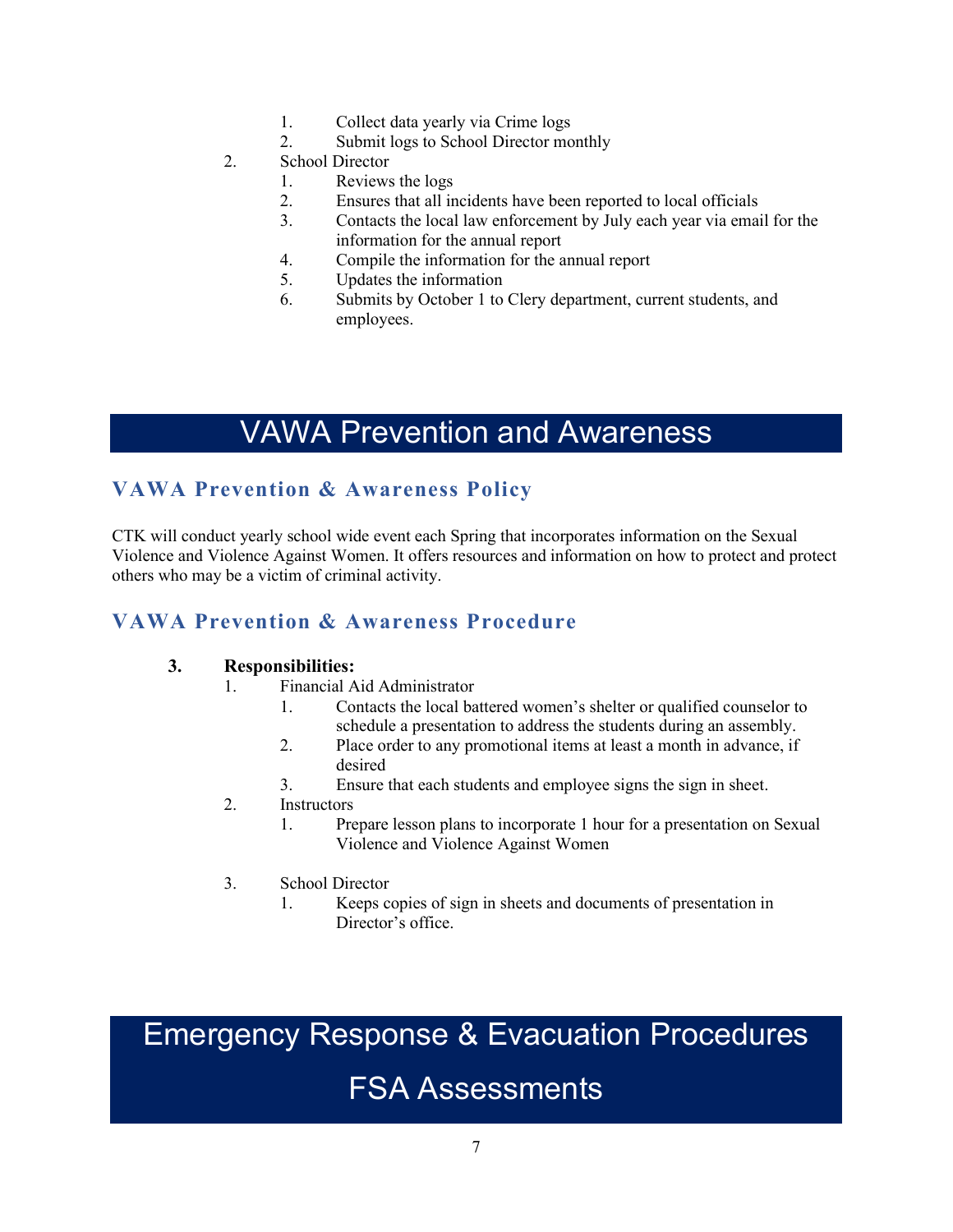1. Collect data yearly via Crime logs
   2. Submit logs to School Director monthly
2. School Director
   1. Reviews the logs
   2. Ensures that all incidents have been reported to local officials
   3. Contacts the local law enforcement by July each year via email for the information for the annual report
   4. Compile the information for the annual report
   5. Updates the information
   6. Submits by October 1 to Clery department, current students, and employees.

# VAWA Prevention and Awareness

## VAWA Prevention & Awareness Policy

CTK will conduct yearly school wide event each Spring that incorporates information on the Sexual Violence and Violence Against Women. It offers resources and information on how to protect and protect others who may be a victim of criminal activity.

## VAWA Prevention & Awareness Procedure

3. **Responsibilities:**
   1. Financial Aid Administrator
      1. Contacts the local battered women's shelter or qualified counselor to schedule a presentation to address the students during an assembly.
      2. Place order to any promotional items at least a month in advance, if desired
      3. Ensure that each students and employee signs the sign in sheet.
   2. Instructors
      1. Prepare lesson plans to incorporate 1 hour for a presentation on Sexual Violence and Violence Against Women
   3. School Director
      1. Keeps copies of sign in sheets and documents of presentation in Director's office.

# Emergency Response & Evacuation Procedures

# FSA Assessments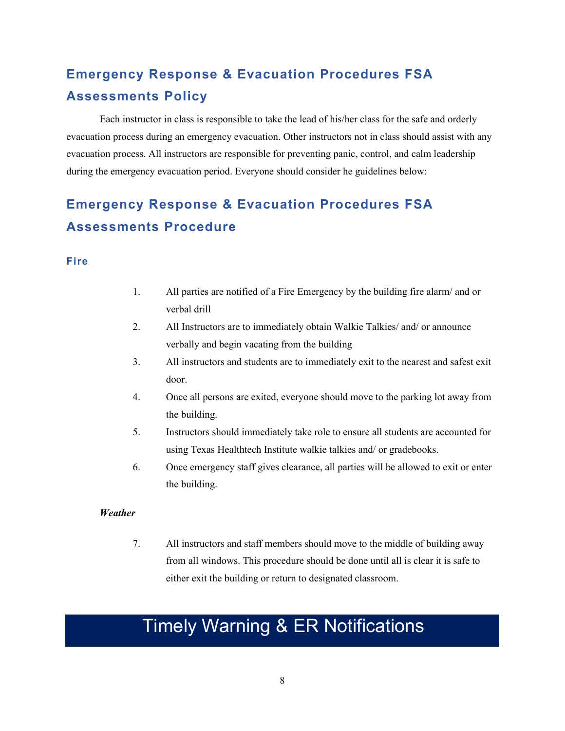## Emergency Response & Evacuation Procedures FSA Assessments Policy

Each instructor in class is responsible to take the lead of his/her class for the safe and orderly evacuation process during an emergency evacuation. Other instructors not in class should assist with any evacuation process. All instructors are responsible for preventing panic, control, and calm leadership during the emergency evacuation period. Everyone should consider he guidelines below:

## Emergency Response & Evacuation Procedures FSA Assessments Procedure

### Fire

1. All parties are notified of a Fire Emergency by the building fire alarm/ and or verbal drill
2. All Instructors are to immediately obtain Walkie Talkies/ and/ or announce verbally and begin vacating from the building
3. All instructors and students are to immediately exit to the nearest and safest exit door.
4. Once all persons are exited, everyone should move to the parking lot away from the building.
5. Instructors should immediately take role to ensure all students are accounted for using Texas Healthtech Institute walkie talkies and/ or gradebooks.
6. Once emergency staff gives clearance, all parties will be allowed to exit or enter the building.

***Weather***

7. All instructors and staff members should move to the middle of building away from all windows. This procedure should be done until all is clear it is safe to either exit the building or return to designated classroom.

# Timely Warning & ER Notifications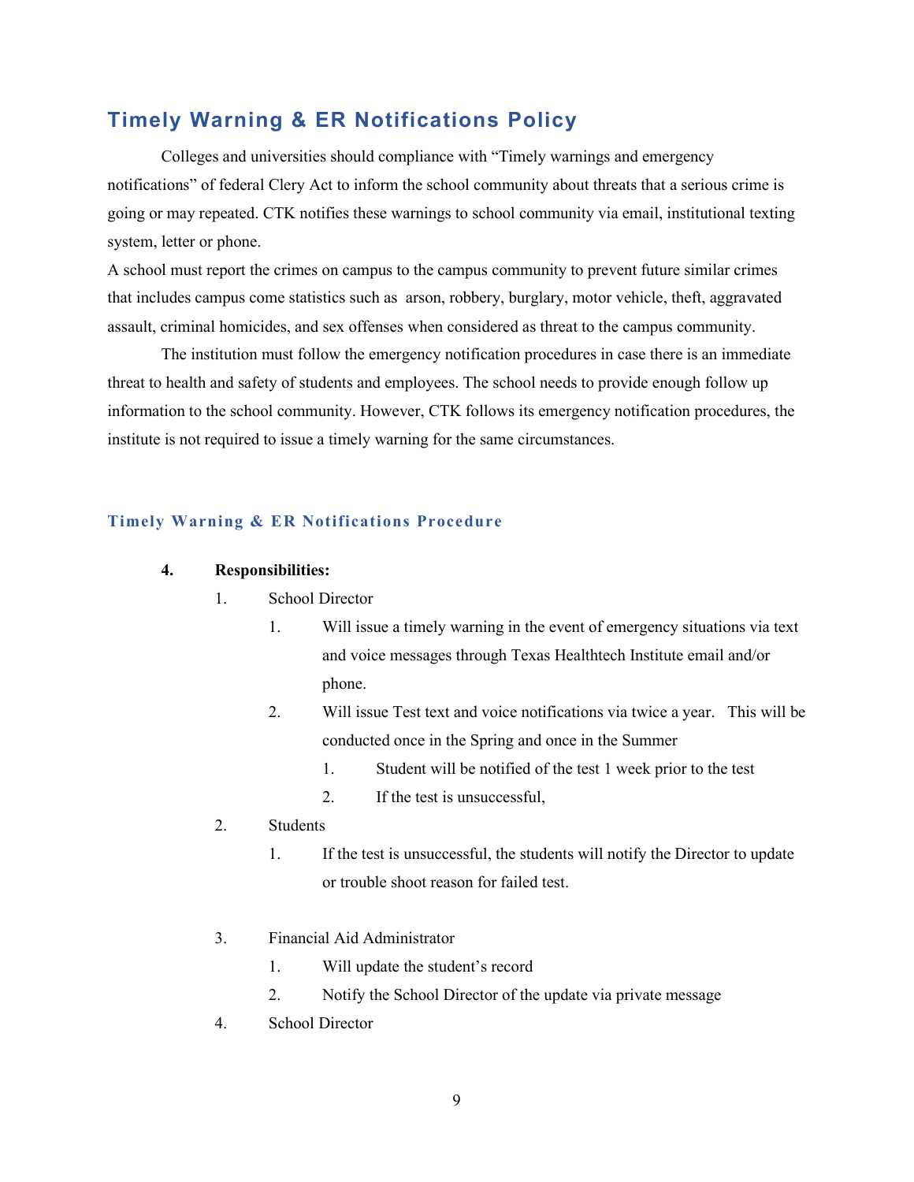## Timely Warning & ER Notifications Policy

Colleges and universities should compliance with "Timely warnings and emergency notifications" of federal Clery Act to inform the school community about threats that a serious crime is going or may repeated. CTK notifies these warnings to school community via email, institutional texting system, letter or phone.

A school must report the crimes on campus to the campus community to prevent future similar crimes that includes campus come statistics such as arson, robbery, burglary, motor vehicle, theft, aggravated assault, criminal homicides, and sex offenses when considered as threat to the campus community.

The institution must follow the emergency notification procedures in case there is an immediate threat to health and safety of students and employees. The school needs to provide enough follow up information to the school community. However, CTK follows its emergency notification procedures, the institute is not required to issue a timely warning for the same circumstances.

### Timely Warning & ER Notifications Procedure

4. **Responsibilities:**
    1. School Director
        1. Will issue a timely warning in the event of emergency situations via text and voice messages through Texas Healthtech Institute email and/or phone.
        2. Will issue Test text and voice notifications via twice a year. This will be conducted once in the Spring and once in the Summer
            1. Student will be notified of the test 1 week prior to the test
            2. If the test is unsuccessful,
    2. Students
        1. If the test is unsuccessful, the students will notify the Director to update or trouble shoot reason for failed test.
    3. Financial Aid Administrator
        1. Will update the student's record
        2. Notify the School Director of the update via private message
    4. School Director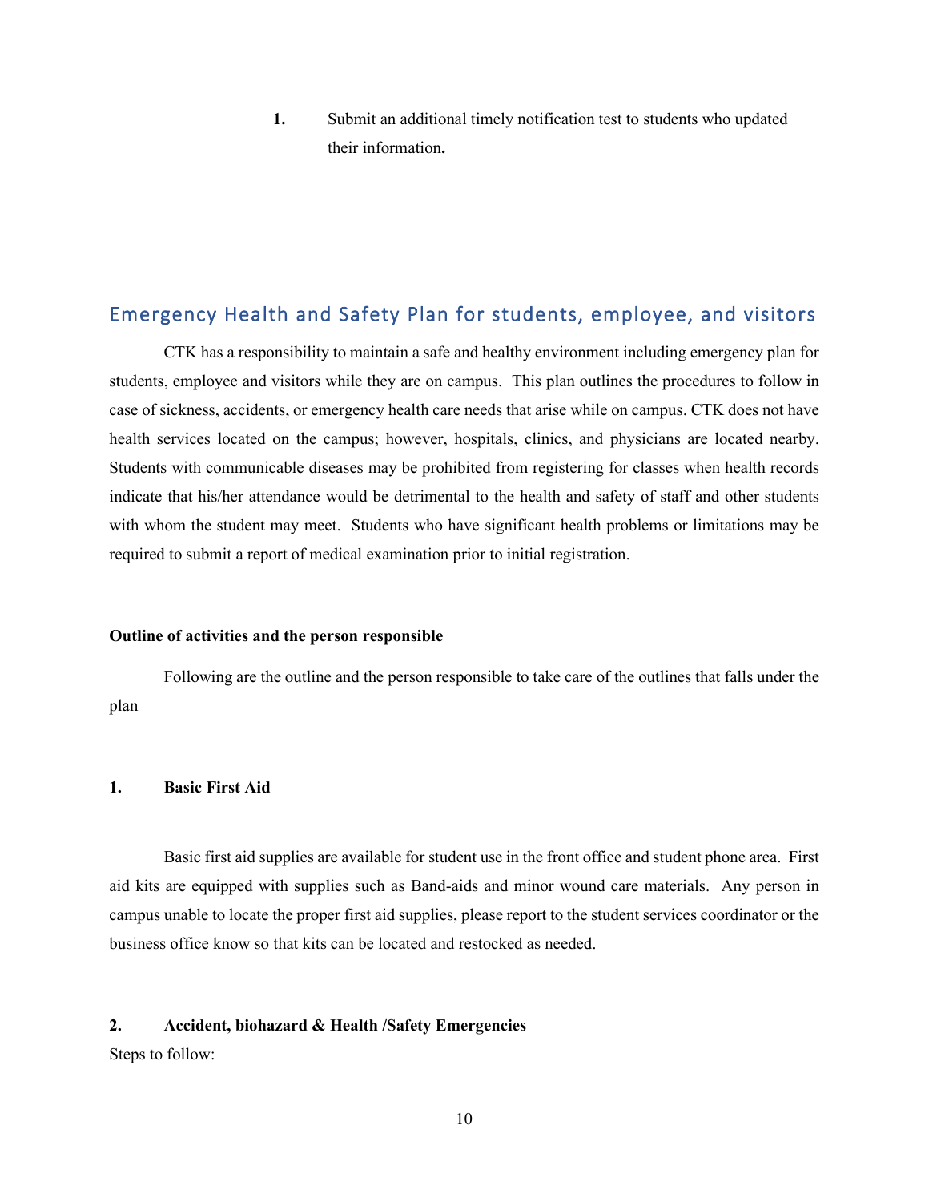1. Submit an additional timely notification test to students who updated their information**.**

## Emergency Health and Safety Plan for students, employee, and visitors

CTK has a responsibility to maintain a safe and healthy environment including emergency plan for students, employee and visitors while they are on campus. This plan outlines the procedures to follow in case of sickness, accidents, or emergency health care needs that arise while on campus. CTK does not have health services located on the campus; however, hospitals, clinics, and physicians are located nearby. Students with communicable diseases may be prohibited from registering for classes when health records indicate that his/her attendance would be detrimental to the health and safety of staff and other students with whom the student may meet. Students who have significant health problems or limitations may be required to submit a report of medical examination prior to initial registration.

**Outline of activities and the person responsible**

Following are the outline and the person responsible to take care of the outlines that falls under the plan

**1. Basic First Aid**

Basic first aid supplies are available for student use in the front office and student phone area. First aid kits are equipped with supplies such as Band-aids and minor wound care materials. Any person in campus unable to locate the proper first aid supplies, please report to the student services coordinator or the business office know so that kits can be located and restocked as needed.

**2. Accident, biohazard & Health /Safety Emergencies**

Steps to follow: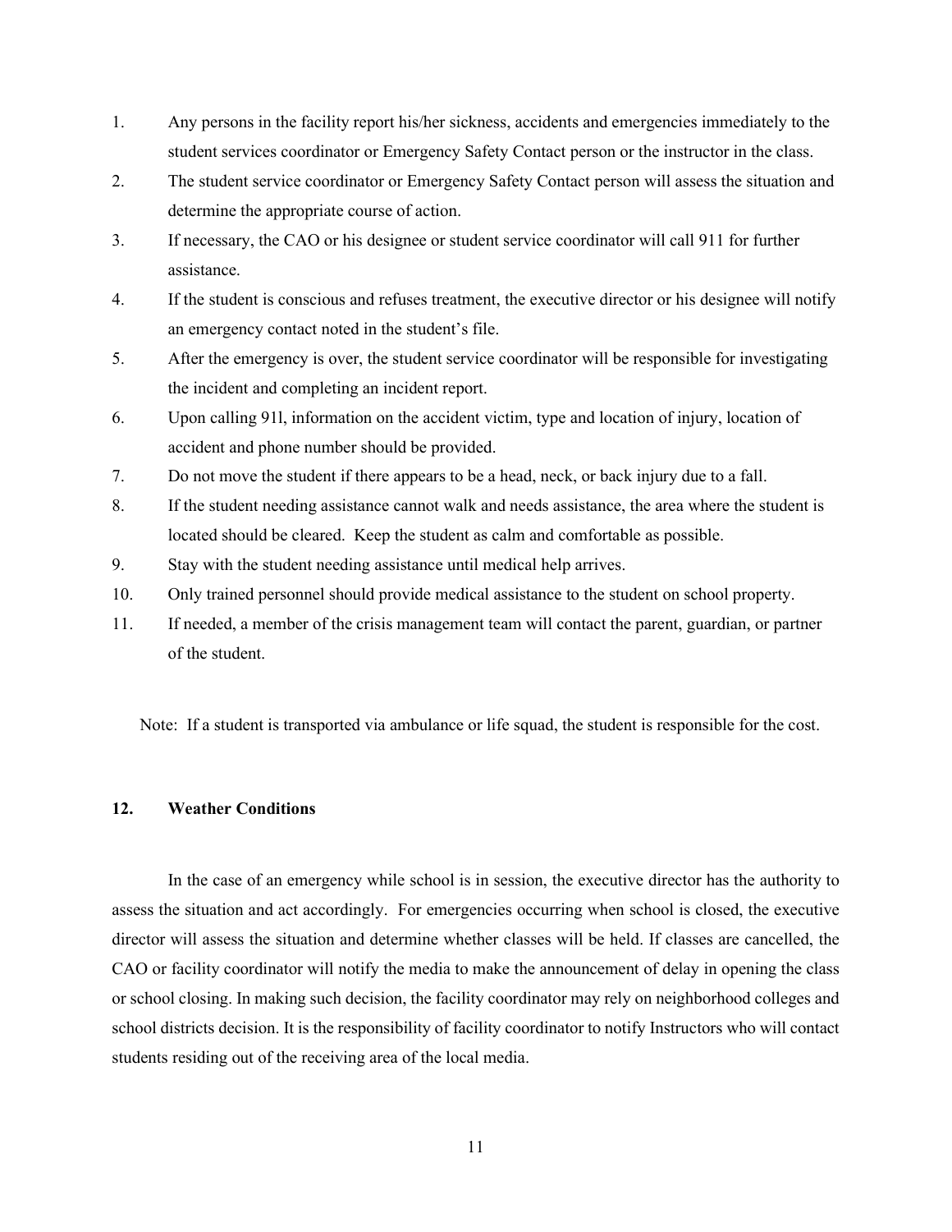1. Any persons in the facility report his/her sickness, accidents and emergencies immediately to the student services coordinator or Emergency Safety Contact person or the instructor in the class.
2. The student service coordinator or Emergency Safety Contact person will assess the situation and determine the appropriate course of action.
3. If necessary, the CAO or his designee or student service coordinator will call 911 for further assistance.
4. If the student is conscious and refuses treatment, the executive director or his designee will notify an emergency contact noted in the student's file.
5. After the emergency is over, the student service coordinator will be responsible for investigating the incident and completing an incident report.
6. Upon calling 91l, information on the accident victim, type and location of injury, location of accident and phone number should be provided.
7. Do not move the student if there appears to be a head, neck, or back injury due to a fall.
8. If the student needing assistance cannot walk and needs assistance, the area where the student is located should be cleared. Keep the student as calm and comfortable as possible.
9. Stay with the student needing assistance until medical help arrives.
10. Only trained personnel should provide medical assistance to the student on school property.
11. If needed, a member of the crisis management team will contact the parent, guardian, or partner of the student.

Note: If a student is transported via ambulance or life squad, the student is responsible for the cost.

## 12. Weather Conditions

In the case of an emergency while school is in session, the executive director has the authority to assess the situation and act accordingly. For emergencies occurring when school is closed, the executive director will assess the situation and determine whether classes will be held. If classes are cancelled, the CAO or facility coordinator will notify the media to make the announcement of delay in opening the class or school closing. In making such decision, the facility coordinator may rely on neighborhood colleges and school districts decision. It is the responsibility of facility coordinator to notify Instructors who will contact students residing out of the receiving area of the local media.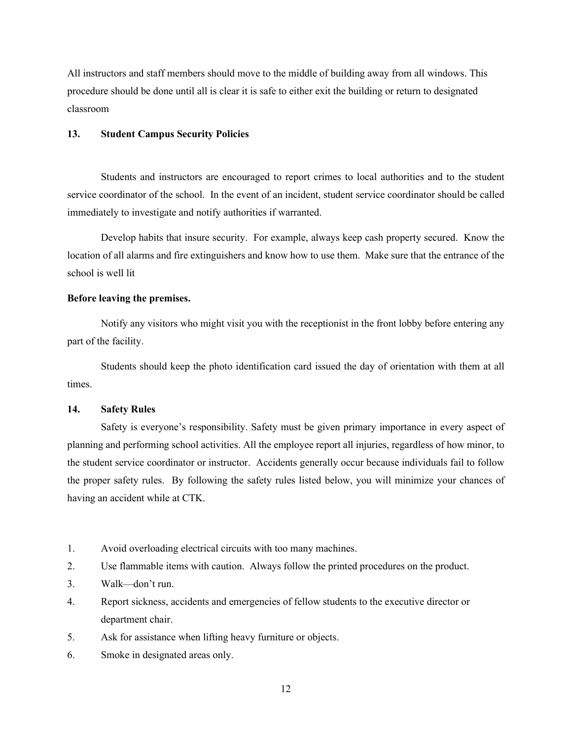All instructors and staff members should move to the middle of building away from all windows. This procedure should be done until all is clear it is safe to either exit the building or return to designated classroom

## 13. Student Campus Security Policies

Students and instructors are encouraged to report crimes to local authorities and to the student service coordinator of the school. In the event of an incident, student service coordinator should be called immediately to investigate and notify authorities if warranted.

Develop habits that insure security. For example, always keep cash property secured. Know the location of all alarms and fire extinguishers and know how to use them. Make sure that the entrance of the school is well lit

**Before leaving the premises.**

Notify any visitors who might visit you with the receptionist in the front lobby before entering any part of the facility.

Students should keep the photo identification card issued the day of orientation with them at all times.

## 14. Safety Rules

Safety is everyone's responsibility. Safety must be given primary importance in every aspect of planning and performing school activities. All the employee report all injuries, regardless of how minor, to the student service coordinator or instructor. Accidents generally occur because individuals fail to follow the proper safety rules. By following the safety rules listed below, you will minimize your chances of having an accident while at CTK.

1. Avoid overloading electrical circuits with too many machines.
2. Use flammable items with caution. Always follow the printed procedures on the product.
3. Walk—don't run.
4. Report sickness, accidents and emergencies of fellow students to the executive director or department chair.
5. Ask for assistance when lifting heavy furniture or objects.
6. Smoke in designated areas only.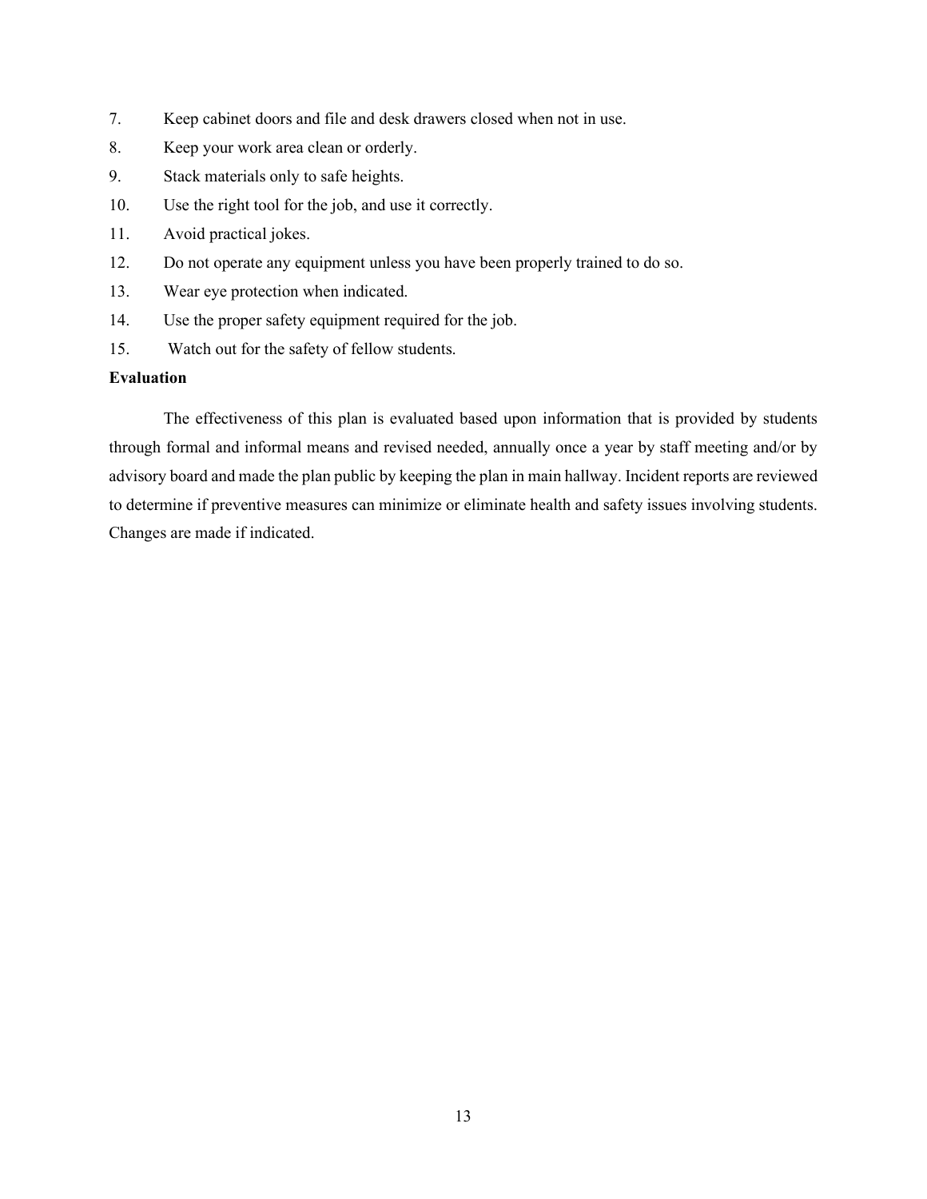7. Keep cabinet doors and file and desk drawers closed when not in use.
8. Keep your work area clean or orderly.
9. Stack materials only to safe heights.
10. Use the right tool for the job, and use it correctly.
11. Avoid practical jokes.
12. Do not operate any equipment unless you have been properly trained to do so.
13. Wear eye protection when indicated.
14. Use the proper safety equipment required for the job.
15. Watch out for the safety of fellow students.

**Evaluation**

The effectiveness of this plan is evaluated based upon information that is provided by students through formal and informal means and revised needed, annually once a year by staff meeting and/or by advisory board and made the plan public by keeping the plan in main hallway. Incident reports are reviewed to determine if preventive measures can minimize or eliminate health and safety issues involving students. Changes are made if indicated.